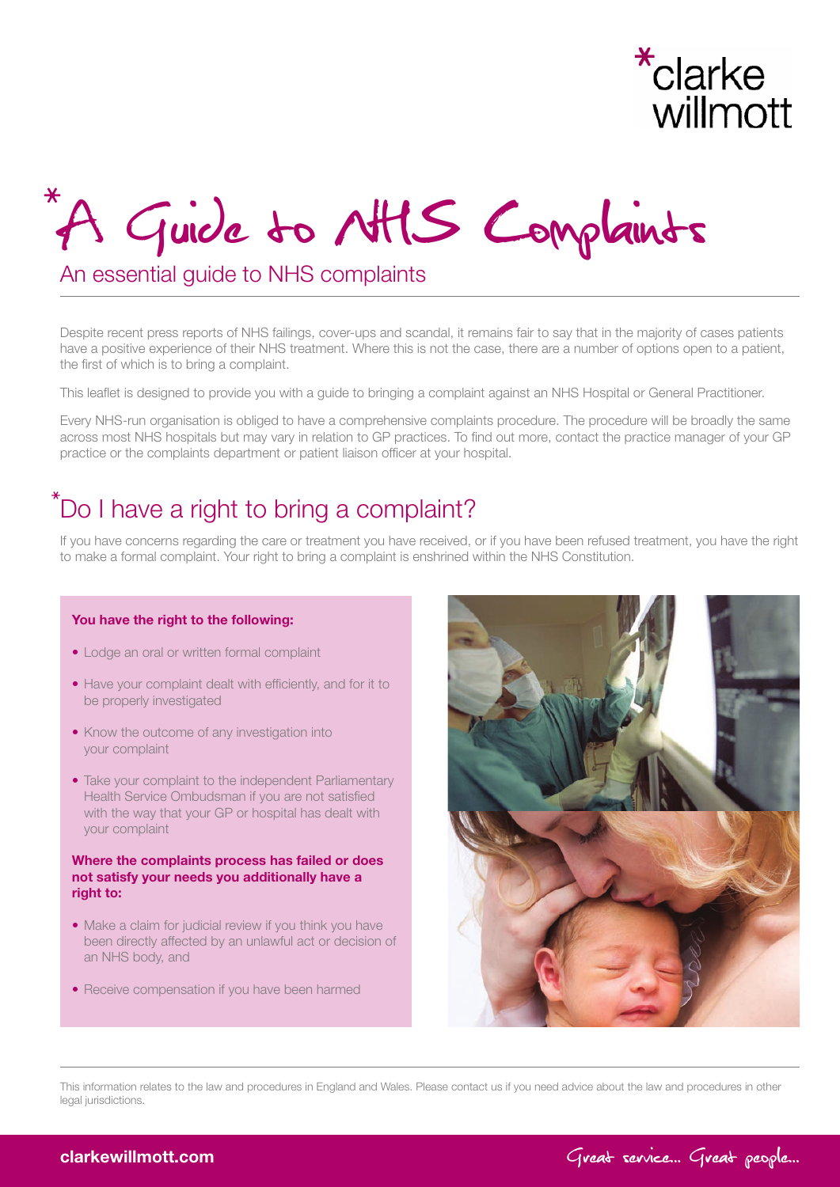# A Guide to NHS Complaints

## An essential guide to NHS complaints

Despite recent press reports of NHS failings, cover-ups and scandal, it remains fair to say that in the majority of cases patients have a positive experience of their NHS treatment. Where this is not the case, there are a number of options open to a patient, the first of which is to bring a complaint.

This leaflet is designed to provide you with a guide to bringing a complaint against an NHS Hospital or General Practitioner.

Every NHS-run organisation is obliged to have a comprehensive complaints procedure. The procedure will be broadly the same across most NHS hospitals but may vary in relation to GP practices. To find out more, contact the practice manager of your GP practice or the complaints department or patient liaison officer at your hospital.

## Do I have a right to bring a complaint?

If you have concerns regarding the care or treatment you have received, or if you have been refused treatment, you have the right to make a formal complaint. Your right to bring a complaint is enshrined within the NHS Constitution.

**You have the right to the following:**

- Lodge an oral or written formal complaint
- Have your complaint dealt with efficiently, and for it to be properly investigated
- Know the outcome of any investigation into your complaint
- Take your complaint to the independent Parliamentary Health Service Ombudsman if you are not satisfied with the way that your GP or hospital has dealt with your complaint

**Where the complaints process has failed or does not satisfy your needs you additionally have a right to:**

- Make a claim for judicial review if you think you have been directly affected by an unlawful act or decision of an NHS body, and
- Receive compensation if you have been harmed

This information relates to the law and procedures in England and Wales. Please contact us if you need advice about the law and procedures in other legal jurisdictions.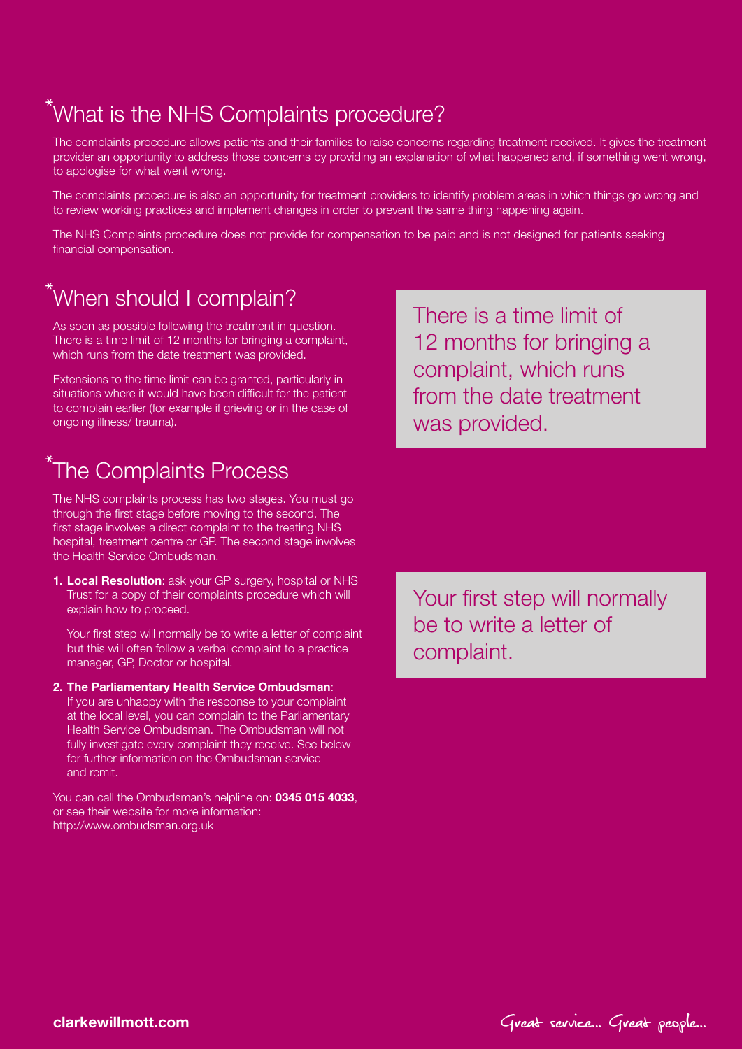## *What is the NHS Complaints procedure?

The complaints procedure allows patients and their families to raise concerns regarding treatment received. It gives the treatment provider an opportunity to address those concerns by providing an explanation of what happened and, if something went wrong, to apologise for what went wrong.

The complaints procedure is also an opportunity for treatment providers to identify problem areas in which things go wrong and to review working practices and implement changes in order to prevent the same thing happening again.

The NHS Complaints procedure does not provide for compensation to be paid and is not designed for patients seeking financial compensation.

## *When should I complain?

As soon as possible following the treatment in question. There is a time limit of 12 months for bringing a complaint, which runs from the date treatment was provided.

Extensions to the time limit can be granted, particularly in situations where it would have been difficult for the patient to complain earlier (for example if grieving or in the case of ongoing illness/ trauma).

> There is a time limit of 12 months for bringing a complaint, which runs from the date treatment was provided.

## *The Complaints Process

The NHS complaints process has two stages. You must go through the first stage before moving to the second. The first stage involves a direct complaint to the treating NHS hospital, treatment centre or GP. The second stage involves the Health Service Ombudsman.

1. **Local Resolution**: ask your GP surgery, hospital or NHS Trust for a copy of their complaints procedure which will explain how to proceed.

   Your first step will normally be to write a letter of complaint but this will often follow a verbal complaint to a practice manager, GP, Doctor or hospital.

2. **The Parliamentary Health Service Ombudsman**: If you are unhappy with the response to your complaint at the local level, you can complain to the Parliamentary Health Service Ombudsman. The Ombudsman will not fully investigate every complaint they receive. See below for further information on the Ombudsman service and remit.

You can call the Ombudsman's helpline on: **0345 015 4033**, or see their website for more information: http://www.ombudsman.org.uk

> Your first step will normally be to write a letter of complaint.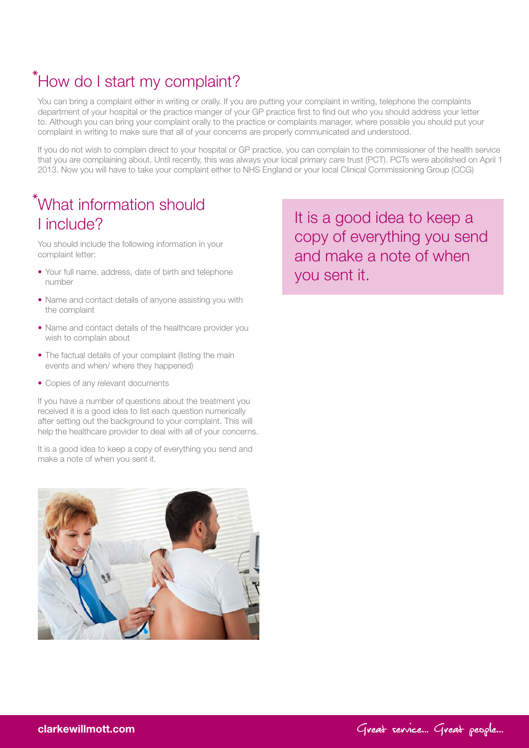## *How do I start my complaint?

You can bring a complaint either in writing or orally. If you are putting your complaint in writing, telephone the complaints department of your hospital or the practice manger of your GP practice first to find out who you should address your letter to. Although you can bring your complaint orally to the practice or complaints manager, where possible you should put your complaint in writing to make sure that all of your concerns are properly communicated and understood.

If you do not wish to complain direct to your hospital or GP practice, you can complain to the commissioner of the health service that you are complaining about. Until recently, this was always your local primary care trust (PCT). PCTs were abolished on April 1 2013. Now you will have to take your complaint either to NHS England or your local Clinical Commissioning Group (CCG)

## *What information should I include?

You should include the following information in your complaint letter:

- Your full name, address, date of birth and telephone number
- Name and contact details of anyone assisting you with the complaint
- Name and contact details of the healthcare provider you wish to complain about
- The factual details of your complaint (listing the main events and when/ where they happened)
- Copies of any relevant documents

If you have a number of questions about the treatment you received it is a good idea to list each question numerically after setting out the background to your complaint. This will help the healthcare provider to deal with all of your concerns.

It is a good idea to keep a copy of everything you send and make a note of when you sent it.

> It is a good idea to keep a copy of everything you send and make a note of when you sent it.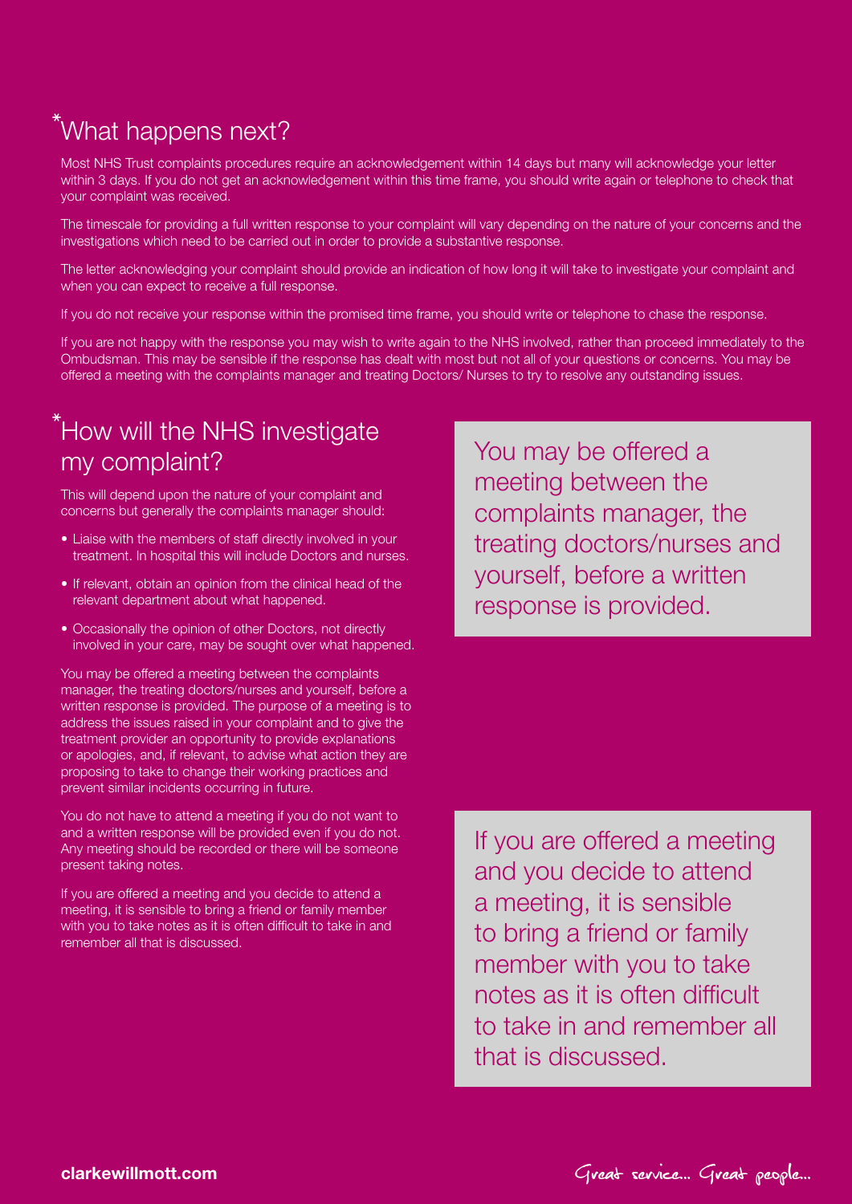## *What happens next?

Most NHS Trust complaints procedures require an acknowledgement within 14 days but many will acknowledge your letter within 3 days. If you do not get an acknowledgement within this time frame, you should write again or telephone to check that your complaint was received.

The timescale for providing a full written response to your complaint will vary depending on the nature of your concerns and the investigations which need to be carried out in order to provide a substantive response.

The letter acknowledging your complaint should provide an indication of how long it will take to investigate your complaint and when you can expect to receive a full response.

If you do not receive your response within the promised time frame, you should write or telephone to chase the response.

If you are not happy with the response you may wish to write again to the NHS involved, rather than proceed immediately to the Ombudsman. This may be sensible if the response has dealt with most but not all of your questions or concerns. You may be offered a meeting with the complaints manager and treating Doctors/ Nurses to try to resolve any outstanding issues.

## *How will the NHS investigate my complaint?

This will depend upon the nature of your complaint and concerns but generally the complaints manager should:

- Liaise with the members of staff directly involved in your treatment. In hospital this will include Doctors and nurses.
- If relevant, obtain an opinion from the clinical head of the relevant department about what happened.
- Occasionally the opinion of other Doctors, not directly involved in your care, may be sought over what happened.

You may be offered a meeting between the complaints manager, the treating doctors/nurses and yourself, before a written response is provided. The purpose of a meeting is to address the issues raised in your complaint and to give the treatment provider an opportunity to provide explanations or apologies, and, if relevant, to advise what action they are proposing to take to change their working practices and prevent similar incidents occurring in future.

You do not have to attend a meeting if you do not want to and a written response will be provided even if you do not. Any meeting should be recorded or there will be someone present taking notes.

If you are offered a meeting and you decide to attend a meeting, it is sensible to bring a friend or family member with you to take notes as it is often difficult to take in and remember all that is discussed.

> You may be offered a meeting between the complaints manager, the treating doctors/nurses and yourself, before a written response is provided.

> If you are offered a meeting and you decide to attend a meeting, it is sensible to bring a friend or family member with you to take notes as it is often difficult to take in and remember all that is discussed.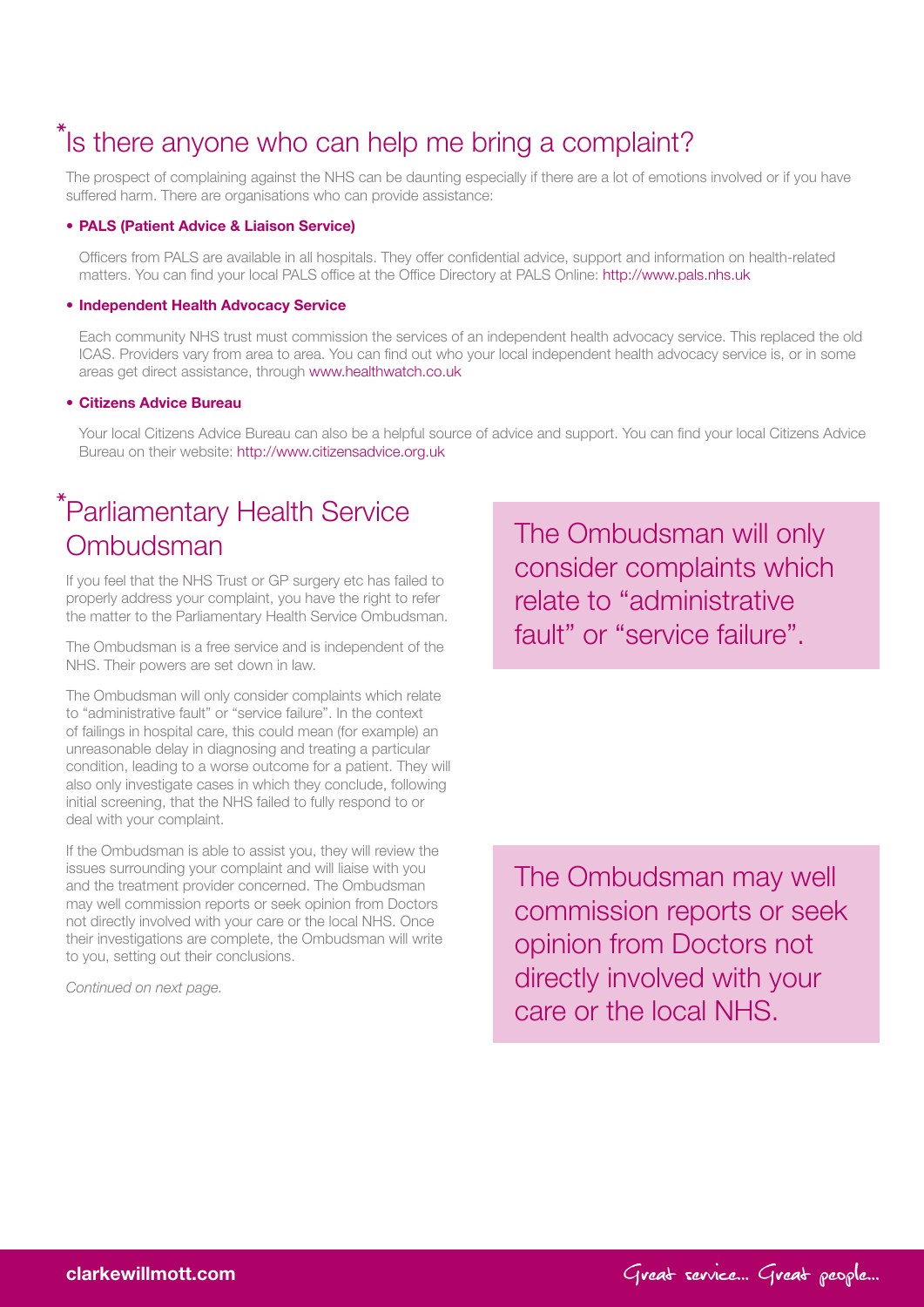## *Is there anyone who can help me bring a complaint?

The prospect of complaining against the NHS can be daunting especially if there are a lot of emotions involved or if you have suffered harm. There are organisations who can provide assistance:

- **PALS (Patient Advice & Liaison Service)**

  Officers from PALS are available in all hospitals. They offer confidential advice, support and information on health-related matters. You can find your local PALS office at the Office Directory at PALS Online: http://www.pals.nhs.uk

- **Independent Health Advocacy Service**

  Each community NHS trust must commission the services of an independent health advocacy service. This replaced the old ICAS. Providers vary from area to area. You can find out who your local independent health advocacy service is, or in some areas get direct assistance, through www.healthwatch.co.uk

- **Citizens Advice Bureau**

  Your local Citizens Advice Bureau can also be a helpful source of advice and support. You can find your local Citizens Advice Bureau on their website: http://www.citizensadvice.org.uk

## *Parliamentary Health Service Ombudsman

If you feel that the NHS Trust or GP surgery etc has failed to properly address your complaint, you have the right to refer the matter to the Parliamentary Health Service Ombudsman.

The Ombudsman is a free service and is independent of the NHS. Their powers are set down in law.

The Ombudsman will only consider complaints which relate to "administrative fault" or "service failure". In the context of failings in hospital care, this could mean (for example) an unreasonable delay in diagnosing and treating a particular condition, leading to a worse outcome for a patient. They will also only investigate cases in which they conclude, following initial screening, that the NHS failed to fully respond to or deal with your complaint.

If the Ombudsman is able to assist you, they will review the issues surrounding your complaint and will liaise with you and the treatment provider concerned. The Ombudsman may well commission reports or seek opinion from Doctors not directly involved with your care or the local NHS. Once their investigations are complete, the Ombudsman will write to you, setting out their conclusions.

*Continued on next page.*

> The Ombudsman will only consider complaints which relate to "administrative fault" or "service failure".

> The Ombudsman may well commission reports or seek opinion from Doctors not directly involved with your care or the local NHS.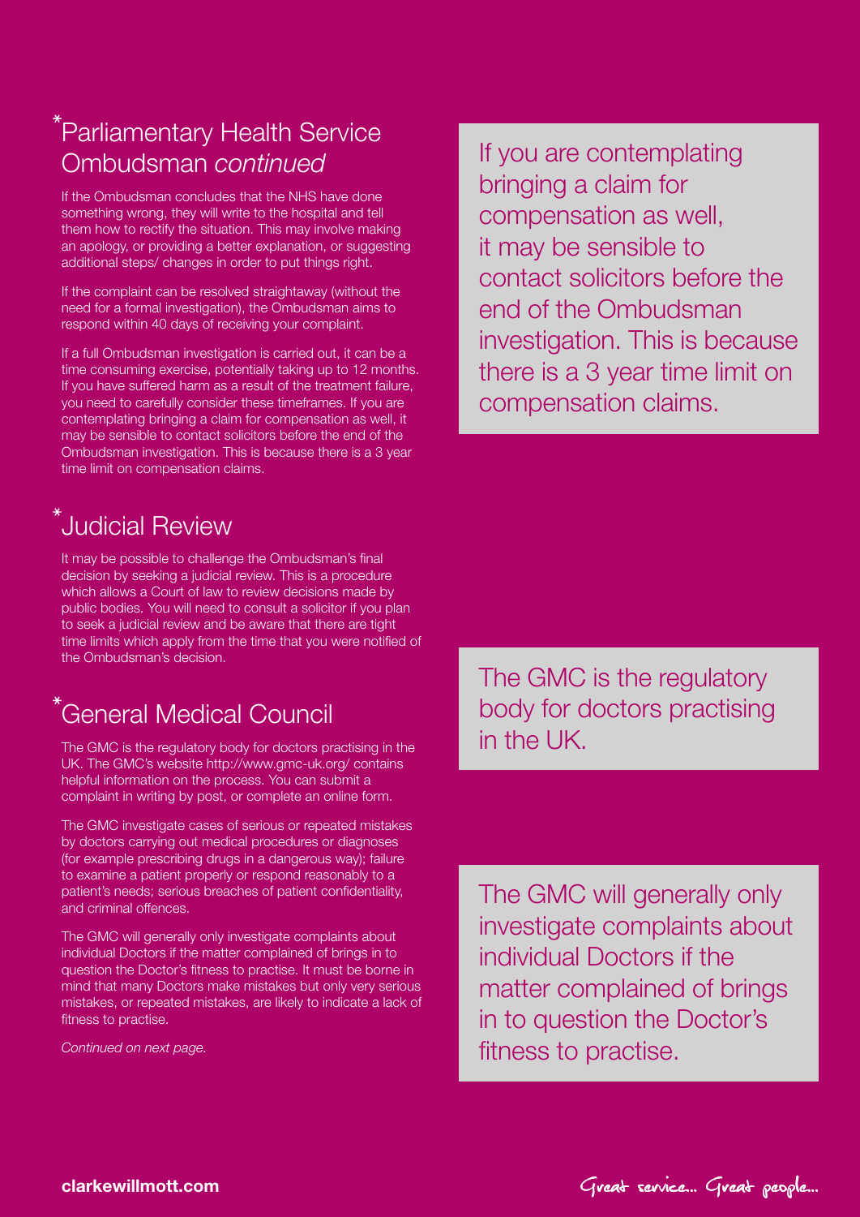## *Parliamentary Health Service Ombudsman *continued*

If the Ombudsman concludes that the NHS have done something wrong, they will write to the hospital and tell them how to rectify the situation. This may involve making an apology, or providing a better explanation, or suggesting additional steps/ changes in order to put things right.

If the complaint can be resolved straightaway (without the need for a formal investigation), the Ombudsman aims to respond within 40 days of receiving your complaint.

If a full Ombudsman investigation is carried out, it can be a time consuming exercise, potentially taking up to 12 months. If you have suffered harm as a result of the treatment failure, you need to carefully consider these timeframes. If you are contemplating bringing a claim for compensation as well, it may be sensible to contact solicitors before the end of the Ombudsman investigation. This is because there is a 3 year time limit on compensation claims.

> If you are contemplating bringing a claim for compensation as well, it may be sensible to contact solicitors before the end of the Ombudsman investigation. This is because there is a 3 year time limit on compensation claims.

## *Judicial Review

It may be possible to challenge the Ombudsman's final decision by seeking a judicial review. This is a procedure which allows a Court of law to review decisions made by public bodies. You will need to consult a solicitor if you plan to seek a judicial review and be aware that there are tight time limits which apply from the time that you were notified of the Ombudsman's decision.

## *General Medical Council

The GMC is the regulatory body for doctors practising in the UK. The GMC's website http://www.gmc-uk.org/ contains helpful information on the process. You can submit a complaint in writing by post, or complete an online form.

> The GMC is the regulatory body for doctors practising in the UK.

The GMC investigate cases of serious or repeated mistakes by doctors carrying out medical procedures or diagnoses (for example prescribing drugs in a dangerous way); failure to examine a patient properly or respond reasonably to a patient's needs; serious breaches of patient confidentiality, and criminal offences.

The GMC will generally only investigate complaints about individual Doctors if the matter complained of brings in to question the Doctor's fitness to practise. It must be borne in mind that many Doctors make mistakes but only very serious mistakes, or repeated mistakes, are likely to indicate a lack of fitness to practise.

> The GMC will generally only investigate complaints about individual Doctors if the matter complained of brings in to question the Doctor's fitness to practise.

*Continued on next page.*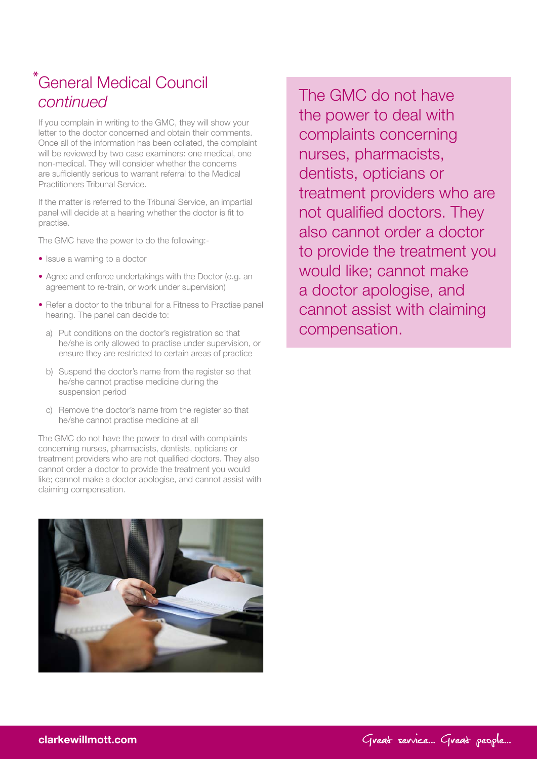## *General Medical Council *continued*

If you complain in writing to the GMC, they will show your letter to the doctor concerned and obtain their comments. Once all of the information has been collated, the complaint will be reviewed by two case examiners: one medical, one non-medical. They will consider whether the concerns are sufficiently serious to warrant referral to the Medical Practitioners Tribunal Service.

If the matter is referred to the Tribunal Service, an impartial panel will decide at a hearing whether the doctor is fit to practise.

The GMC have the power to do the following:-

- Issue a warning to a doctor
- Agree and enforce undertakings with the Doctor (e.g. an agreement to re-train, or work under supervision)
- Refer a doctor to the tribunal for a Fitness to Practise panel hearing. The panel can decide to:
  a) Put conditions on the doctor's registration so that he/she is only allowed to practise under supervision, or ensure they are restricted to certain areas of practice
  b) Suspend the doctor's name from the register so that he/she cannot practise medicine during the suspension period
  c) Remove the doctor's name from the register so that he/she cannot practise medicine at all

The GMC do not have the power to deal with complaints concerning nurses, pharmacists, dentists, opticians or treatment providers who are not qualified doctors. They also cannot order a doctor to provide the treatment you would like; cannot make a doctor apologise, and cannot assist with claiming compensation.

> The GMC do not have the power to deal with complaints concerning nurses, pharmacists, dentists, opticians or treatment providers who are not qualified doctors. They also cannot order a doctor to provide the treatment you would like; cannot make a doctor apologise, and cannot assist with claiming compensation.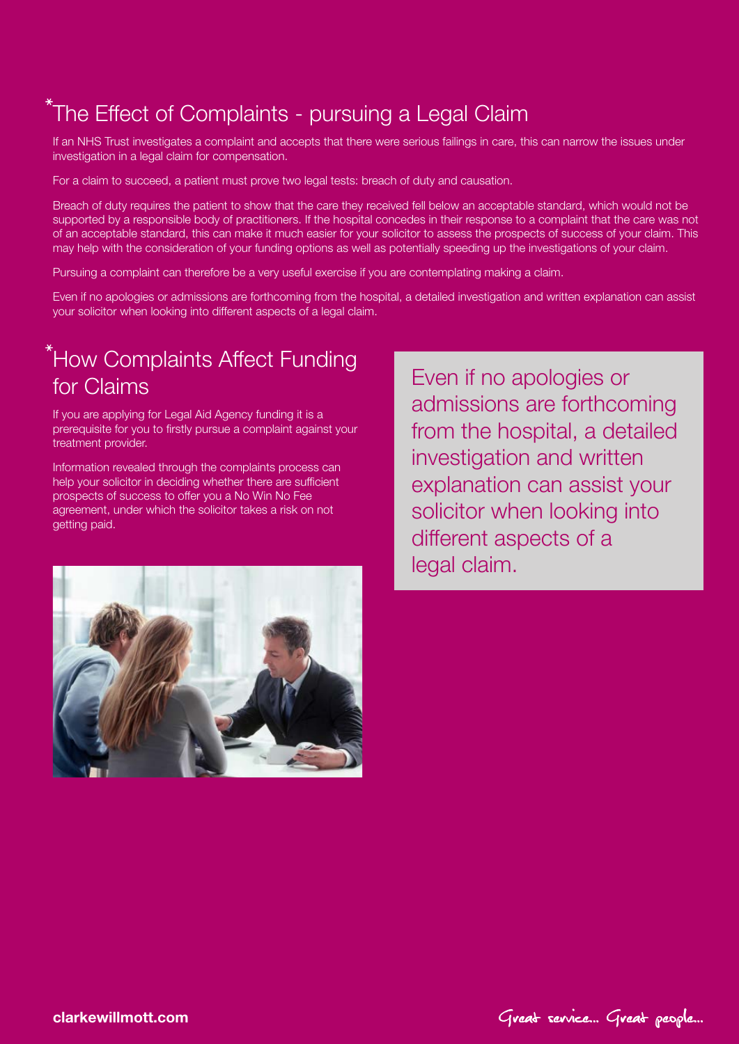## *The Effect of Complaints - pursuing a Legal Claim

If an NHS Trust investigates a complaint and accepts that there were serious failings in care, this can narrow the issues under investigation in a legal claim for compensation.

For a claim to succeed, a patient must prove two legal tests: breach of duty and causation.

Breach of duty requires the patient to show that the care they received fell below an acceptable standard, which would not be supported by a responsible body of practitioners. If the hospital concedes in their response to a complaint that the care was not of an acceptable standard, this can make it much easier for your solicitor to assess the prospects of success of your claim. This may help with the consideration of your funding options as well as potentially speeding up the investigations of your claim.

Pursuing a complaint can therefore be a very useful exercise if you are contemplating making a claim.

Even if no apologies or admissions are forthcoming from the hospital, a detailed investigation and written explanation can assist your solicitor when looking into different aspects of a legal claim.

## *How Complaints Affect Funding for Claims

If you are applying for Legal Aid Agency funding it is a prerequisite for you to firstly pursue a complaint against your treatment provider.

Information revealed through the complaints process can help your solicitor in deciding whether there are sufficient prospects of success to offer you a No Win No Fee agreement, under which the solicitor takes a risk on not getting paid.

> Even if no apologies or admissions are forthcoming from the hospital, a detailed investigation and written explanation can assist your solicitor when looking into different aspects of a legal claim.

clarkewillmott.com

Great service... Great people...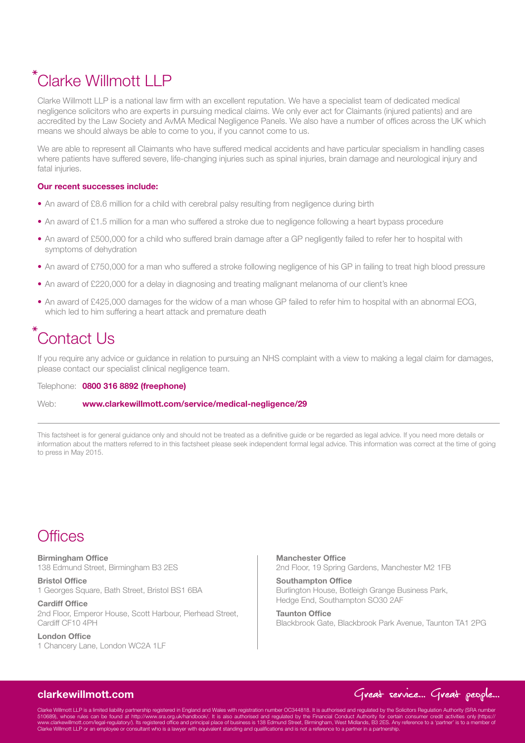# *Clarke Willmott LLP

Clarke Willmott LLP is a national law firm with an excellent reputation. We have a specialist team of dedicated medical negligence solicitors who are experts in pursuing medical claims. We only ever act for Claimants (injured patients) and are accredited by the Law Society and AvMA Medical Negligence Panels. We also have a number of offices across the UK which means we should always be able to come to you, if you cannot come to us.

We are able to represent all Claimants who have suffered medical accidents and have particular specialism in handling cases where patients have suffered severe, life-changing injuries such as spinal injuries, brain damage and neurological injury and fatal injuries.

**Our recent successes include:**

- An award of £8.6 million for a child with cerebral palsy resulting from negligence during birth
- An award of £1.5 million for a man who suffered a stroke due to negligence following a heart bypass procedure
- An award of £500,000 for a child who suffered brain damage after a GP negligently failed to refer her to hospital with symptoms of dehydration
- An award of £750,000 for a man who suffered a stroke following negligence of his GP in failing to treat high blood pressure
- An award of £220,000 for a delay in diagnosing and treating malignant melanoma of our client's knee
- An award of £425,000 damages for the widow of a man whose GP failed to refer him to hospital with an abnormal ECG, which led to him suffering a heart attack and premature death

# *Contact Us

If you require any advice or guidance in relation to pursuing an NHS complaint with a view to making a legal claim for damages, please contact our specialist clinical negligence team.

Telephone: **0800 316 8892 (freephone)**

Web: **www.clarkewillmott.com/service/medical-negligence/29**

This factsheet is for general guidance only and should not be treated as a definitive guide or be regarded as legal advice. If you need more details or information about the matters referred to in this factsheet please seek independent formal legal advice. This information was correct at the time of going to press in May 2015.

# Offices

**Birmingham Office**
138 Edmund Street, Birmingham B3 2ES

**Bristol Office**
1 Georges Square, Bath Street, Bristol BS1 6BA

**Cardiff Office**
2nd Floor, Emperor House, Scott Harbour, Pierhead Street, Cardiff CF10 4PH

**London Office**
1 Chancery Lane, London WC2A 1LF

**Manchester Office**
2nd Floor, 19 Spring Gardens, Manchester M2 1FB

**Southampton Office**
Burlington House, Botleigh Grange Business Park, Hedge End, Southampton SO30 2AF

**Taunton Office**
Blackbrook Gate, Blackbrook Park Avenue, Taunton TA1 2PG

**clarkewillmott.com**

Great service... Great people...

Clarke Willmott LLP is a limited liability partnership registered in England and Wales with registration number OC344818. It is authorised and regulated by the Solicitors Regulation Authority (SRA number 510689), whose rules can be found at http://www.sra.org.uk/handbook/. It is also authorised and regulated by the Financial Conduct Authority for certain consumer credit activities only (https://www.clarkewillmott.com/legal-regulatory/). Its registered office and principal place of business is 138 Edmund Street, Birmingham, West Midlands, B3 2ES. Any reference to a 'partner' is to a member of Clarke Willmott LLP or an employee or consultant who is a lawyer with equivalent standing and qualifications and is not a reference to a partner in a partnership.